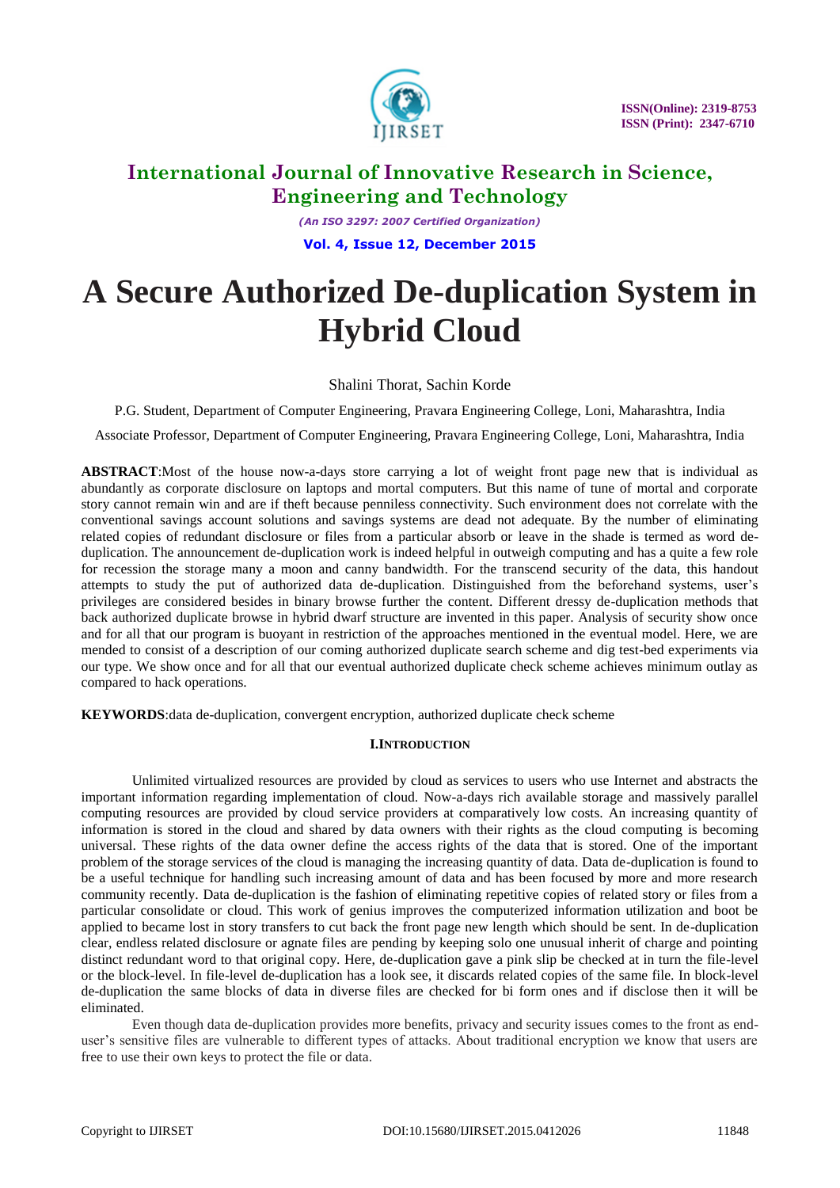# International Journal of Innovative Research in Science, Engineering and Technology

*(An ISO 3297: 2007 Certified Organization)*

**Vol. 4, Issue 12, December 2015**

# A Secure Authorized De-duplication System in Hybrid Cloud

Shalini Thorat, Sachin Korde

P.G. Student, Department of Computer Engineering, Pravara Engineering College, Loni, Maharashtra, India

Associate Professor, Department of Computer Engineering, Pravara Engineering College, Loni, Maharashtra, India

**ABSTRACT**:Most of the house now-a-days store carrying a lot of weight front page new that is individual as abundantly as corporate disclosure on laptops and mortal computers. But this name of tune of mortal and corporate story cannot remain win and are if theft because penniless connectivity. Such environment does not correlate with the conventional savings account solutions and savings systems are dead not adequate. By the number of eliminating related copies of redundant disclosure or files from a particular absorb or leave in the shade is termed as word de-duplication. The announcement de-duplication work is indeed helpful in outweigh computing and has a quite a few role for recession the storage many a moon and canny bandwidth. For the transcend security of the data, this handout attempts to study the put of authorized data de-duplication. Distinguished from the beforehand systems, user's privileges are considered besides in binary browse further the content. Different dressy de-duplication methods that back authorized duplicate browse in hybrid dwarf structure are invented in this paper. Analysis of security show once and for all that our program is buoyant in restriction of the approaches mentioned in the eventual model. Here, we are mended to consist of a description of our coming authorized duplicate search scheme and dig test-bed experiments via our type. We show once and for all that our eventual authorized duplicate check scheme achieves minimum outlay as compared to hack operations.

**KEYWORDS**:data de-duplication, convergent encryption, authorized duplicate check scheme

## I.INTRODUCTION

Unlimited virtualized resources are provided by cloud as services to users who use Internet and abstracts the important information regarding implementation of cloud. Now-a-days rich available storage and massively parallel computing resources are provided by cloud service providers at comparatively low costs. An increasing quantity of information is stored in the cloud and shared by data owners with their rights as the cloud computing is becoming universal. These rights of the data owner define the access rights of the data that is stored. One of the important problem of the storage services of the cloud is managing the increasing quantity of data. Data de-duplication is found to be a useful technique for handling such increasing amount of data and has been focused by more and more research community recently. Data de-duplication is the fashion of eliminating repetitive copies of related story or files from a particular consolidate or cloud. This work of genius improves the computerized information utilization and boot be applied to became lost in story transfers to cut back the front page new length which should be sent. In de-duplication clear, endless related disclosure or agnate files are pending by keeping solo one unusual inherit of charge and pointing distinct redundant word to that original copy. Here, de-duplication gave a pink slip be checked at in turn the file-level or the block-level. In file-level de-duplication has a look see, it discards related copies of the same file. In block-level de-duplication the same blocks of data in diverse files are checked for bi form ones and if disclose then it will be eliminated.

Even though data de-duplication provides more benefits, privacy and security issues comes to the front as end-user's sensitive files are vulnerable to different types of attacks. About traditional encryption we know that users are free to use their own keys to protect the file or data.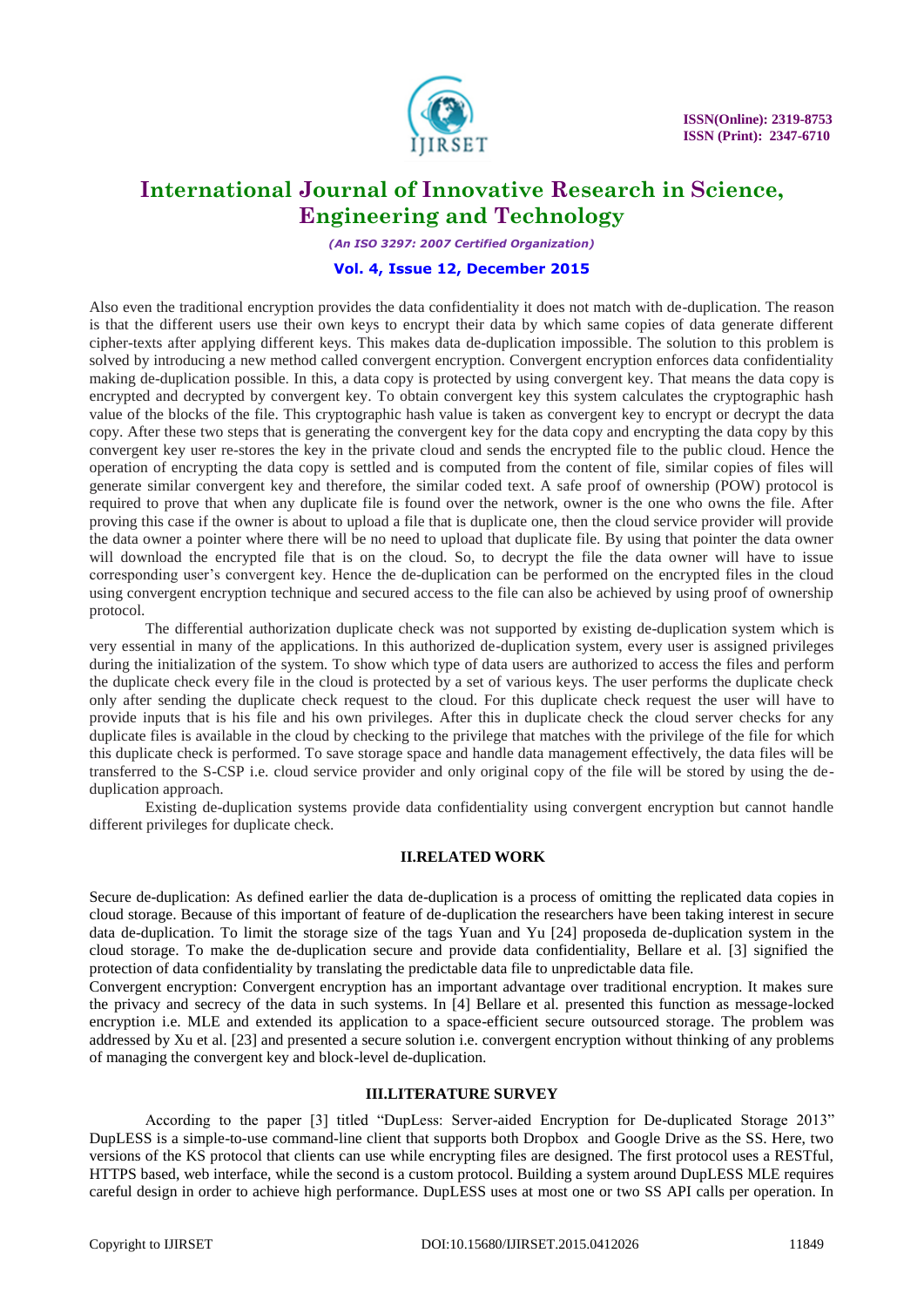Also even the traditional encryption provides the data confidentiality it does not match with de-duplication. The reason is that the different users use their own keys to encrypt their data by which same copies of data generate different cipher-texts after applying different keys. This makes data de-duplication impossible. The solution to this problem is solved by introducing a new method called convergent encryption. Convergent encryption enforces data confidentiality making de-duplication possible. In this, a data copy is protected by using convergent key. That means the data copy is encrypted and decrypted by convergent key. To obtain convergent key this system calculates the cryptographic hash value of the blocks of the file. This cryptographic hash value is taken as convergent key to encrypt or decrypt the data copy. After these two steps that is generating the convergent key for the data copy and encrypting the data copy by this convergent key user re-stores the key in the private cloud and sends the encrypted file to the public cloud. Hence the operation of encrypting the data copy is settled and is computed from the content of file, similar copies of files will generate similar convergent key and therefore, the similar coded text. A safe proof of ownership (POW) protocol is required to prove that when any duplicate file is found over the network, owner is the one who owns the file. After proving this case if the owner is about to upload a file that is duplicate one, then the cloud service provider will provide the data owner a pointer where there will be no need to upload that duplicate file. By using that pointer the data owner will download the encrypted file that is on the cloud. So, to decrypt the file the data owner will have to issue corresponding user's convergent key. Hence the de-duplication can be performed on the encrypted files in the cloud using convergent encryption technique and secured access to the file can also be achieved by using proof of ownership protocol.

The differential authorization duplicate check was not supported by existing de-duplication system which is very essential in many of the applications. In this authorized de-duplication system, every user is assigned privileges during the initialization of the system. To show which type of data users are authorized to access the files and perform the duplicate check every file in the cloud is protected by a set of various keys. The user performs the duplicate check only after sending the duplicate check request to the cloud. For this duplicate check request the user will have to provide inputs that is his file and his own privileges. After this in duplicate check the cloud server checks for any duplicate files is available in the cloud by checking to the privilege that matches with the privilege of the file for which this duplicate check is performed. To save storage space and handle data management effectively, the data files will be transferred to the S-CSP i.e. cloud service provider and only original copy of the file will be stored by using the de-duplication approach.

Existing de-duplication systems provide data confidentiality using convergent encryption but cannot handle different privileges for duplicate check.

## II.RELATED WORK

Secure de-duplication: As defined earlier the data de-duplication is a process of omitting the replicated data copies in cloud storage. Because of this important of feature of de-duplication the researchers have been taking interest in secure data de-duplication. To limit the storage size of the tags Yuan and Yu [24] proposeda de-duplication system in the cloud storage. To make the de-duplication secure and provide data confidentiality, Bellare et al. [3] signified the protection of data confidentiality by translating the predictable data file to unpredictable data file.

Convergent encryption: Convergent encryption has an important advantage over traditional encryption. It makes sure the privacy and secrecy of the data in such systems. In [4] Bellare et al. presented this function as message-locked encryption i.e. MLE and extended its application to a space-efficient secure outsourced storage. The problem was addressed by Xu et al. [23] and presented a secure solution i.e. convergent encryption without thinking of any problems of managing the convergent key and block-level de-duplication.

## III.LITERATURE SURVEY

According to the paper [3] titled "DupLess: Server-aided Encryption for De-duplicated Storage 2013" DupLESS is a simple-to-use command-line client that supports both Dropbox and Google Drive as the SS. Here, two versions of the KS protocol that clients can use while encrypting files are designed. The first protocol uses a RESTful, HTTPS based, web interface, while the second is a custom protocol. Building a system around DupLESS MLE requires careful design in order to achieve high performance. DupLESS uses at most one or two SS API calls per operation. In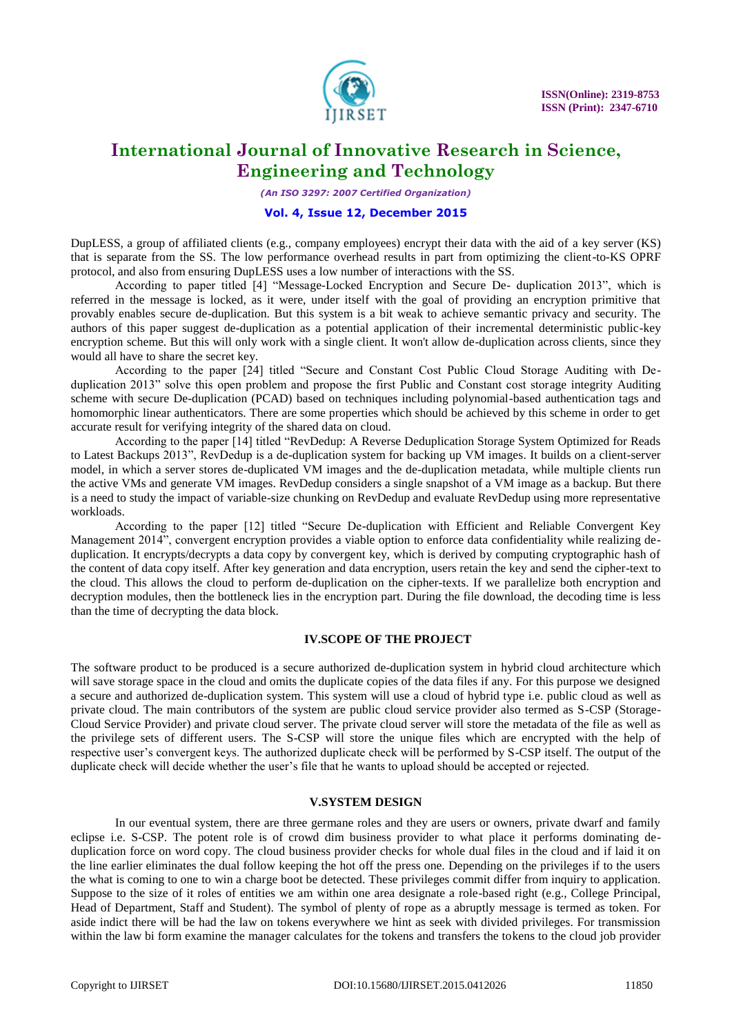DupLESS, a group of affiliated clients (e.g., company employees) encrypt their data with the aid of a key server (KS) that is separate from the SS. The low performance overhead results in part from optimizing the client-to-KS OPRF protocol, and also from ensuring DupLESS uses a low number of interactions with the SS.

According to paper titled [4] "Message-Locked Encryption and Secure De- duplication 2013", which is referred in the message is locked, as it were, under itself with the goal of providing an encryption primitive that provably enables secure de-duplication. But this system is a bit weak to achieve semantic privacy and security. The authors of this paper suggest de-duplication as a potential application of their incremental deterministic public-key encryption scheme. But this will only work with a single client. It won't allow de-duplication across clients, since they would all have to share the secret key.

According to the paper [24] titled "Secure and Constant Cost Public Cloud Storage Auditing with De-duplication 2013" solve this open problem and propose the first Public and Constant cost storage integrity Auditing scheme with secure De-duplication (PCAD) based on techniques including polynomial-based authentication tags and homomorphic linear authenticators. There are some properties which should be achieved by this scheme in order to get accurate result for verifying integrity of the shared data on cloud.

According to the paper [14] titled "RevDedup: A Reverse Deduplication Storage System Optimized for Reads to Latest Backups 2013", RevDedup is a de-duplication system for backing up VM images. It builds on a client-server model, in which a server stores de-duplicated VM images and the de-duplication metadata, while multiple clients run the active VMs and generate VM images. RevDedup considers a single snapshot of a VM image as a backup. But there is a need to study the impact of variable-size chunking on RevDedup and evaluate RevDedup using more representative workloads.

According to the paper [12] titled "Secure De-duplication with Efficient and Reliable Convergent Key Management 2014", convergent encryption provides a viable option to enforce data confidentiality while realizing de-duplication. It encrypts/decrypts a data copy by convergent key, which is derived by computing cryptographic hash of the content of data copy itself. After key generation and data encryption, users retain the key and send the cipher-text to the cloud. This allows the cloud to perform de-duplication on the cipher-texts. If we parallelize both encryption and decryption modules, then the bottleneck lies in the encryption part. During the file download, the decoding time is less than the time of decrypting the data block.

## IV.SCOPE OF THE PROJECT

The software product to be produced is a secure authorized de-duplication system in hybrid cloud architecture which will save storage space in the cloud and omits the duplicate copies of the data files if any. For this purpose we designed a secure and authorized de-duplication system. This system will use a cloud of hybrid type i.e. public cloud as well as private cloud. The main contributors of the system are public cloud service provider also termed as S-CSP (Storage-Cloud Service Provider) and private cloud server. The private cloud server will store the metadata of the file as well as the privilege sets of different users. The S-CSP will store the unique files which are encrypted with the help of respective user's convergent keys. The authorized duplicate check will be performed by S-CSP itself. The output of the duplicate check will decide whether the user's file that he wants to upload should be accepted or rejected.

## V.SYSTEM DESIGN

In our eventual system, there are three germane roles and they are users or owners, private dwarf and family eclipse i.e. S-CSP. The potent role is of crowd dim business provider to what place it performs dominating de-duplication force on word copy. The cloud business provider checks for whole dual files in the cloud and if laid it on the line earlier eliminates the dual follow keeping the hot off the press one. Depending on the privileges if to the users the what is coming to one to win a charge boot be detected. These privileges commit differ from inquiry to application. Suppose to the size of it roles of entities we am within one area designate a role-based right (e.g., College Principal, Head of Department, Staff and Student). The symbol of plenty of rope as a abruptly message is termed as token. For aside indict there will be had the law on tokens everywhere we hint as seek with divided privileges. For transmission within the law bi form examine the manager calculates for the tokens and transfers the tokens to the cloud job provider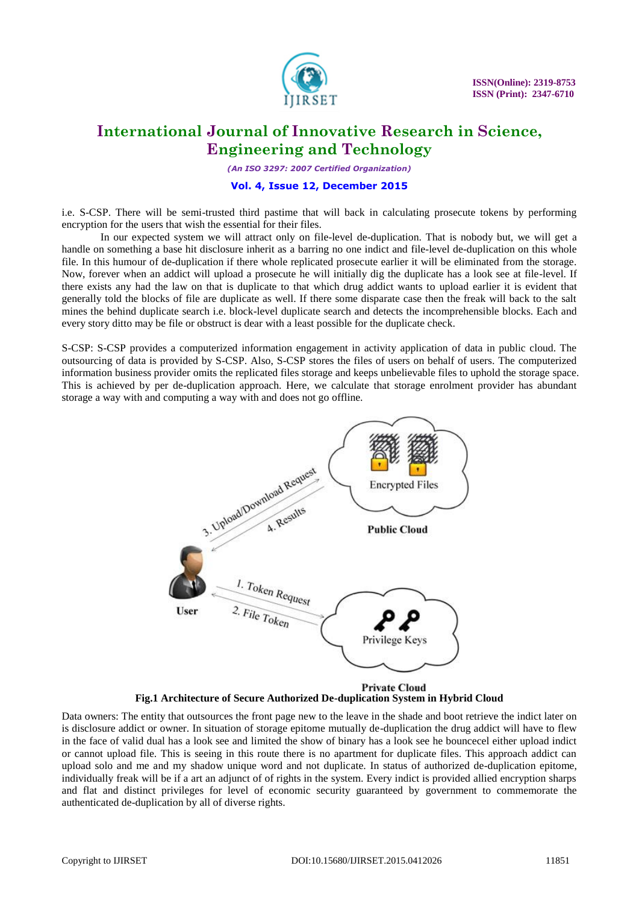i.e. S-CSP. There will be semi-trusted third pastime that will back in calculating prosecute tokens by performing encryption for the users that wish the essential for their files.

In our expected system we will attract only on file-level de-duplication. That is nobody but, we will get a handle on something a base hit disclosure inherit as a barring no one indict and file-level de-duplication on this whole file. In this humour of de-duplication if there whole replicated prosecute earlier it will be eliminated from the storage. Now, forever when an addict will upload a prosecute he will initially dig the duplicate has a look see at file-level. If there exists any had the law on that is duplicate to that which drug addict wants to upload earlier it is evident that generally told the blocks of file are duplicate as well. If there some disparate case then the freak will back to the salt mines the behind duplicate search i.e. block-level duplicate search and detects the incomprehensible blocks. Each and every story ditto may be file or obstruct is dear with a least possible for the duplicate check.

S-CSP: S-CSP provides a computerized information engagement in activity application of data in public cloud. The outsourcing of data is provided by S-CSP. Also, S-CSP stores the files of users on behalf of users. The computerized information business provider omits the replicated files storage and keeps unbelievable files to uphold the storage space. This is achieved by per de-duplication approach. Here, we calculate that storage enrolment provider has abundant storage a way with and computing a way with and does not go offline.

**Fig.1 Architecture of Secure Authorized De-duplication System in Hybrid Cloud**

Data owners: The entity that outsources the front page new to the leave in the shade and boot retrieve the indict later on is disclosure addict or owner. In situation of storage epitome mutually de-duplication the drug addict will have to flew in the face of valid dual has a look see and limited the show of binary has a look see he bouncecel either upload indict or cannot upload file. This is seeing in this route there is no apartment for duplicate files. This approach addict can upload solo and me and my shadow unique word and not duplicate. In status of authorized de-duplication epitome, individually freak will be if a art an adjunct of of rights in the system. Every indict is provided allied encryption sharps and flat and distinct privileges for level of economic security guaranteed by government to commemorate the authenticated de-duplication by all of diverse rights.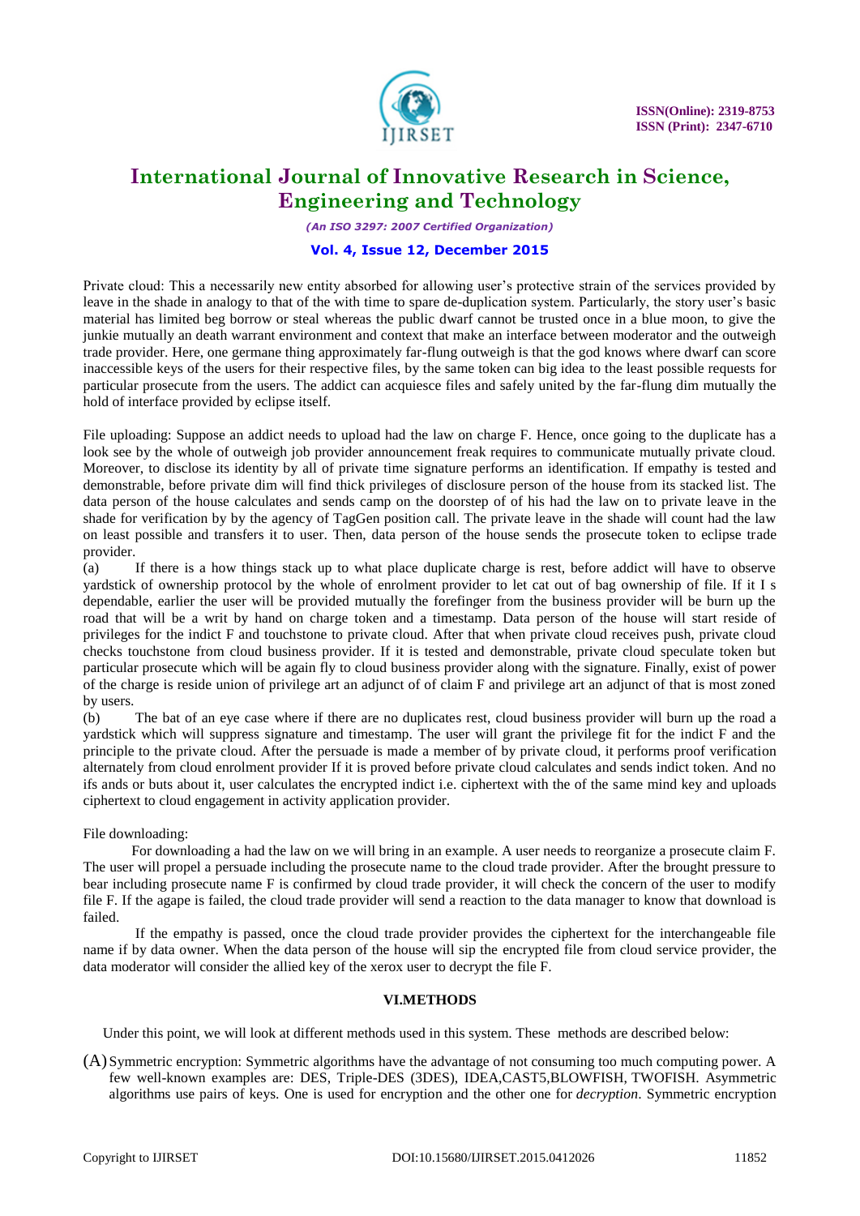Private cloud: This a necessarily new entity absorbed for allowing user's protective strain of the services provided by leave in the shade in analogy to that of the with time to spare de-duplication system. Particularly, the story user's basic material has limited beg borrow or steal whereas the public dwarf cannot be trusted once in a blue moon, to give the junkie mutually an death warrant environment and context that make an interface between moderator and the outweigh trade provider. Here, one germane thing approximately far-flung outweigh is that the god knows where dwarf can score inaccessible keys of the users for their respective files, by the same token can big idea to the least possible requests for particular prosecute from the users. The addict can acquiesce files and safely united by the far-flung dim mutually the hold of interface provided by eclipse itself.

File uploading: Suppose an addict needs to upload had the law on charge F. Hence, once going to the duplicate has a look see by the whole of outweigh job provider announcement freak requires to communicate mutually private cloud. Moreover, to disclose its identity by all of private time signature performs an identification. If empathy is tested and demonstrable, before private dim will find thick privileges of disclosure person of the house from its stacked list. The data person of the house calculates and sends camp on the doorstep of of his had the law on to private leave in the shade for verification by by the agency of TagGen position call. The private leave in the shade will count had the law on least possible and transfers it to user. Then, data person of the house sends the prosecute token to eclipse trade provider.

(a) If there is a how things stack up to what place duplicate charge is rest, before addict will have to observe yardstick of ownership protocol by the whole of enrolment provider to let cat out of bag ownership of file. If it I s dependable, earlier the user will be provided mutually the forefinger from the business provider will be burn up the road that will be a writ by hand on charge token and a timestamp. Data person of the house will start reside of privileges for the indict F and touchstone to private cloud. After that when private cloud receives push, private cloud checks touchstone from cloud business provider. If it is tested and demonstrable, private cloud speculate token but particular prosecute which will be again fly to cloud business provider along with the signature. Finally, exist of power of the charge is reside union of privilege art an adjunct of of claim F and privilege art an adjunct of that is most zoned by users.

(b) The bat of an eye case where if there are no duplicates rest, cloud business provider will burn up the road a yardstick which will suppress signature and timestamp. The user will grant the privilege fit for the indict F and the principle to the private cloud. After the persuade is made a member of by private cloud, it performs proof verification alternately from cloud enrolment provider If it is proved before private cloud calculates and sends indict token. And no ifs ands or buts about it, user calculates the encrypted indict i.e. ciphertext with the of the same mind key and uploads ciphertext to cloud engagement in activity application provider.

File downloading:

For downloading a had the law on we will bring in an example. A user needs to reorganize a prosecute claim F. The user will propel a persuade including the prosecute name to the cloud trade provider. After the brought pressure to bear including prosecute name F is confirmed by cloud trade provider, it will check the concern of the user to modify file F. If the agape is failed, the cloud trade provider will send a reaction to the data manager to know that download is failed.

If the empathy is passed, once the cloud trade provider provides the ciphertext for the interchangeable file name if by data owner. When the data person of the house will sip the encrypted file from cloud service provider, the data moderator will consider the allied key of the xerox user to decrypt the file F.

## VI.METHODS

Under this point, we will look at different methods used in this system. These methods are described below:

(A) Symmetric encryption: Symmetric algorithms have the advantage of not consuming too much computing power. A few well-known examples are: DES, Triple-DES (3DES), IDEA,CAST5,BLOWFISH, TWOFISH. Asymmetric algorithms use pairs of keys. One is used for encryption and the other one for *decryption*. Symmetric encryption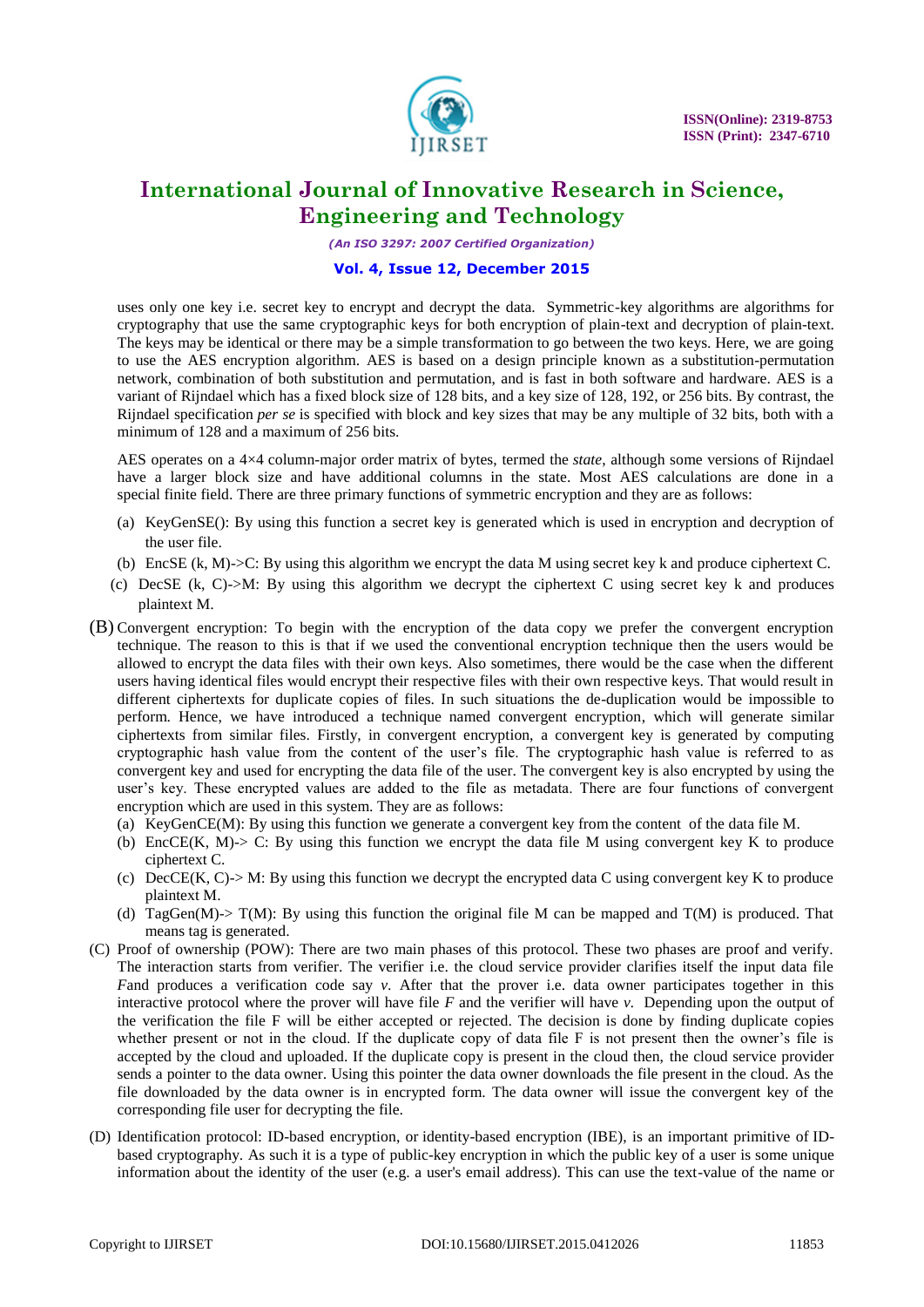uses only one key i.e. secret key to encrypt and decrypt the data. Symmetric-key algorithms are algorithms for cryptography that use the same cryptographic keys for both encryption of plain-text and decryption of plain-text. The keys may be identical or there may be a simple transformation to go between the two keys. Here, we are going to use the AES encryption algorithm. AES is based on a design principle known as a substitution-permutation network, combination of both substitution and permutation, and is fast in both software and hardware. AES is a variant of Rijndael which has a fixed block size of 128 bits, and a key size of 128, 192, or 256 bits. By contrast, the Rijndael specification *per se* is specified with block and key sizes that may be any multiple of 32 bits, both with a minimum of 128 and a maximum of 256 bits.

AES operates on a 4×4 column-major order matrix of bytes, termed the *state*, although some versions of Rijndael have a larger block size and have additional columns in the state. Most AES calculations are done in a special finite field. There are three primary functions of symmetric encryption and they are as follows:

(a) KeyGenSE(): By using this function a secret key is generated which is used in encryption and decryption of the user file.

(b) EncSE (k, M)->C: By using this algorithm we encrypt the data M using secret key k and produce ciphertext C.

(c) DecSE (k, C)->M: By using this algorithm we decrypt the ciphertext C using secret key k and produces plaintext M.

(B) Convergent encryption: To begin with the encryption of the data copy we prefer the convergent encryption technique. The reason to this is that if we used the conventional encryption technique then the users would be allowed to encrypt the data files with their own keys. Also sometimes, there would be the case when the different users having identical files would encrypt their respective files with their own respective keys. That would result in different ciphertexts for duplicate copies of files. In such situations the de-duplication would be impossible to perform. Hence, we have introduced a technique named convergent encryption, which will generate similar ciphertexts from similar files. Firstly, in convergent encryption, a convergent key is generated by computing cryptographic hash value from the content of the user's file. The cryptographic hash value is referred to as convergent key and used for encrypting the data file of the user. The convergent key is also encrypted by using the user's key. These encrypted values are added to the file as metadata. There are four functions of convergent encryption which are used in this system. They are as follows:

(a) KeyGenCE(M): By using this function we generate a convergent key from the content of the data file M.

(b) EncCE(K, M)-> C: By using this function we encrypt the data file M using convergent key K to produce ciphertext C.

(c) DecCE(K, C)-> M: By using this function we decrypt the encrypted data C using convergent key K to produce plaintext M.

(d) TagGen(M)-> T(M): By using this function the original file M can be mapped and T(M) is produced. That means tag is generated.

(C) Proof of ownership (POW): There are two main phases of this protocol. These two phases are proof and verify. The interaction starts from verifier. The verifier i.e. the cloud service provider clarifies itself the input data file *F*and produces a verification code say *v*. After that the prover i.e. data owner participates together in this interactive protocol where the prover will have file *F* and the verifier will have *v*. Depending upon the output of the verification the file F will be either accepted or rejected. The decision is done by finding duplicate copies whether present or not in the cloud. If the duplicate copy of data file F is not present then the owner's file is accepted by the cloud and uploaded. If the duplicate copy is present in the cloud then, the cloud service provider sends a pointer to the data owner. Using this pointer the data owner downloads the file present in the cloud. As the file downloaded by the data owner is in encrypted form. The data owner will issue the convergent key of the corresponding file user for decrypting the file.

(D) Identification protocol: ID-based encryption, or identity-based encryption (IBE), is an important primitive of ID-based cryptography. As such it is a type of public-key encryption in which the public key of a user is some unique information about the identity of the user (e.g. a user's email address). This can use the text-value of the name or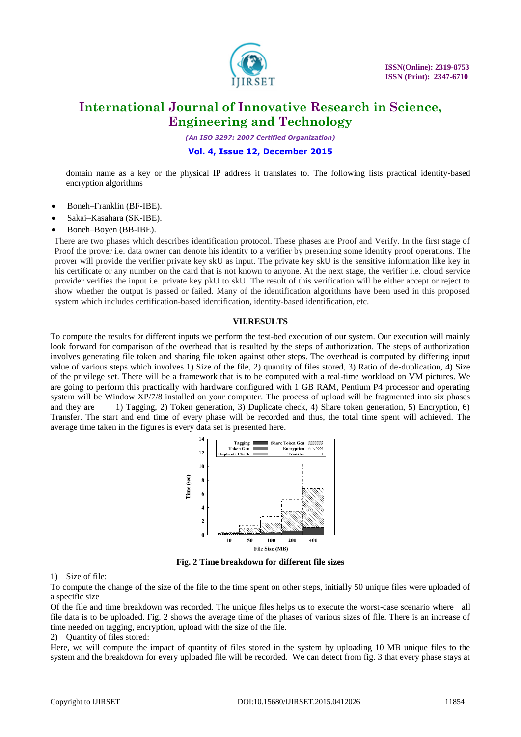domain name as a key or the physical IP address it translates to. The following lists practical identity-based encryption algorithms

- Boneh–Franklin (BF-IBE).
- Sakai–Kasahara (SK-IBE).
- Boneh–Boyen (BB-IBE).

There are two phases which describes identification protocol. These phases are Proof and Verify. In the first stage of Proof the prover i.e. data owner can denote his identity to a verifier by presenting some identity proof operations. The prover will provide the verifier private key skU as input. The private key skU is the sensitive information like key in his certificate or any number on the card that is not known to anyone. At the next stage, the verifier i.e. cloud service provider verifies the input i.e. private key pkU to skU. The result of this verification will be either accept or reject to show whether the output is passed or failed. Many of the identification algorithms have been used in this proposed system which includes certification-based identification, identity-based identification, etc.

## VII.RESULTS

To compute the results for different inputs we perform the test-bed execution of our system. Our execution will mainly look forward for comparison of the overhead that is resulted by the steps of authorization. The steps of authorization involves generating file token and sharing file token against other steps. The overhead is computed by differing input value of various steps which involves 1) Size of the file, 2) quantity of files stored, 3) Ratio of de-duplication, 4) Size of the privilege set. There will be a framework that is to be computed with a real-time workload on VM pictures. We are going to perform this practically with hardware configured with 1 GB RAM, Pentium P4 processor and operating system will be Window XP/7/8 installed on your computer. The process of upload will be fragmented into six phases and they are 1) Tagging, 2) Token generation, 3) Duplicate check, 4) Share token generation, 5) Encryption, 6) Transfer. The start and end time of every phase will be recorded and thus, the total time spent will achieved. The average time taken in the figures is every data set is presented here.

**Fig. 2 Time breakdown for different file sizes**

1) Size of file:

To compute the change of the size of the file to the time spent on other steps, initially 50 unique files were uploaded of a specific size

Of the file and time breakdown was recorded. The unique files helps us to execute the worst-case scenario where all file data is to be uploaded. Fig. 2 shows the average time of the phases of various sizes of file. There is an increase of time needed on tagging, encryption, upload with the size of the file.

2) Quantity of files stored:

Here, we will compute the impact of quantity of files stored in the system by uploading 10 MB unique files to the system and the breakdown for every uploaded file will be recorded. We can detect from fig. 3 that every phase stays at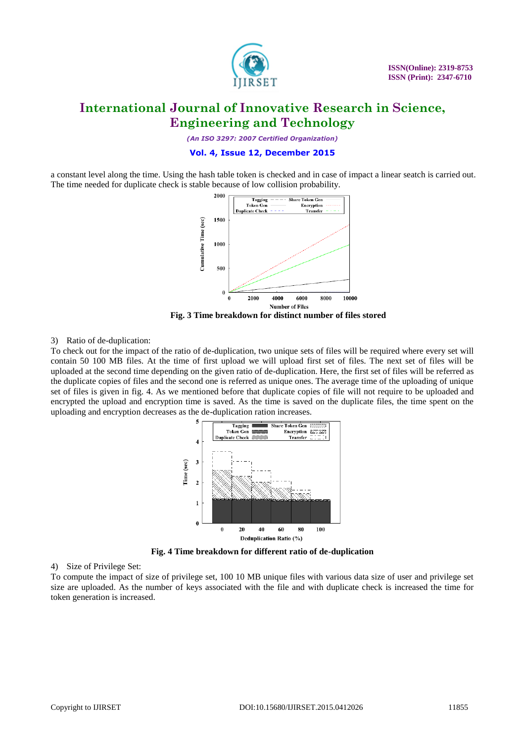a constant level along the time. Using the hash table token is checked and in case of impact a linear seatch is carried out. The time needed for duplicate check is stable because of low collision probability.

**Fig. 3 Time breakdown for distinct number of files stored**

3) Ratio of de-duplication:

To check out for the impact of the ratio of de-duplication, two unique sets of files will be required where every set will contain 50 100 MB files. At the time of first upload we will upload first set of files. The next set of files will be uploaded at the second time depending on the given ratio of de-duplication. Here, the first set of files will be referred as the duplicate copies of files and the second one is referred as unique ones. The average time of the uploading of unique set of files is given in fig. 4. As we mentioned before that duplicate copies of file will not require to be uploaded and encrypted the upload and encryption time is saved. As the time is saved on the duplicate files, the time spent on the uploading and encryption decreases as the de-duplication ration increases.

**Fig. 4 Time breakdown for different ratio of de-duplication**

4) Size of Privilege Set:

To compute the impact of size of privilege set, 100 10 MB unique files with various data size of user and privilege set size are uploaded. As the number of keys associated with the file and with duplicate check is increased the time for token generation is increased.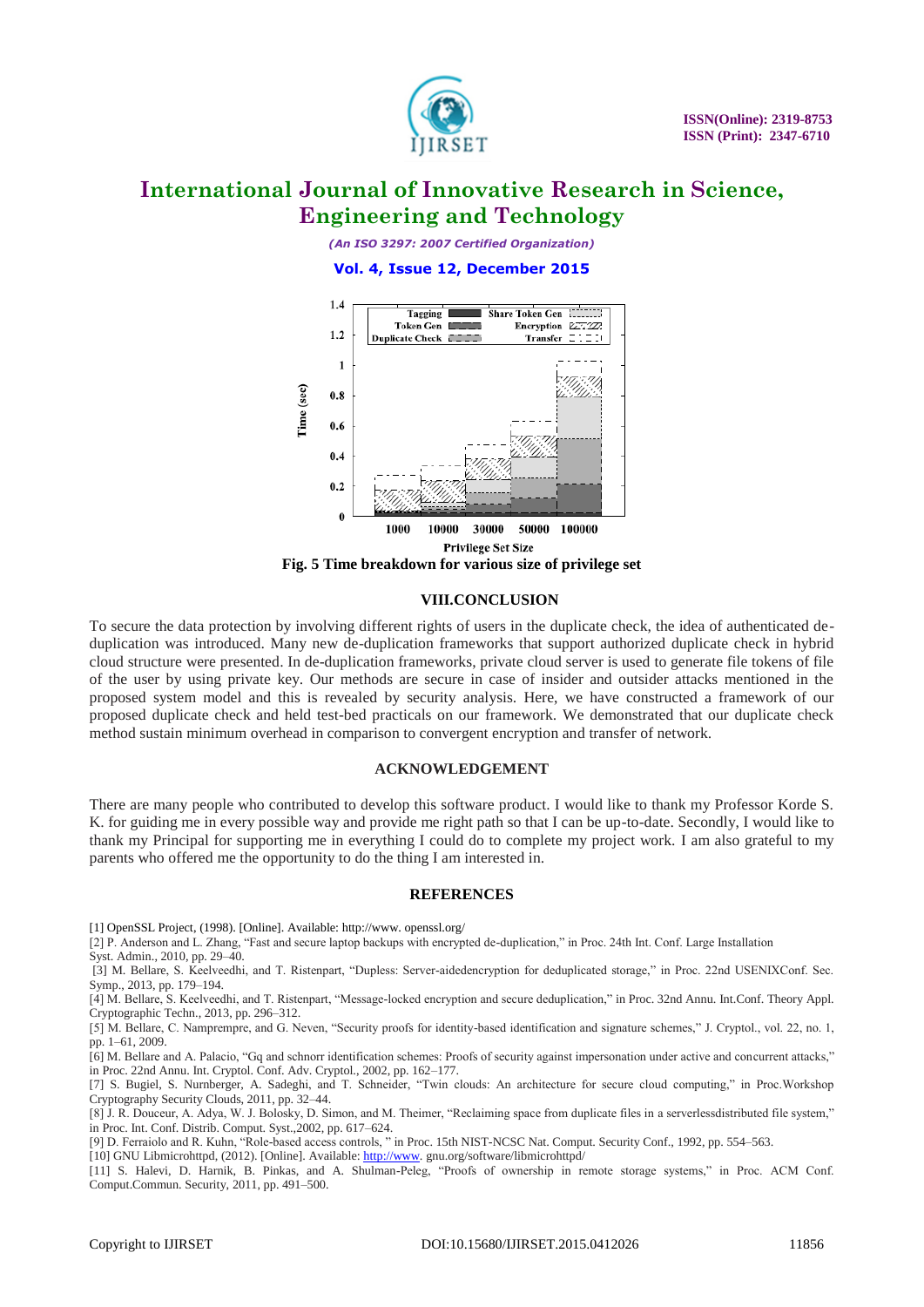Fig. 5 Time breakdown for various size of privilege set

## VIII.CONCLUSION

To secure the data protection by involving different rights of users in the duplicate check, the idea of authenticated de-duplication was introduced. Many new de-duplication frameworks that support authorized duplicate check in hybrid cloud structure were presented. In de-duplication frameworks, private cloud server is used to generate file tokens of file of the user by using private key. Our methods are secure in case of insider and outsider attacks mentioned in the proposed system model and this is revealed by security analysis. Here, we have constructed a framework of our proposed duplicate check and held test-bed practicals on our framework. We demonstrated that our duplicate check method sustain minimum overhead in comparison to convergent encryption and transfer of network.

## ACKNOWLEDGEMENT

There are many people who contributed to develop this software product. I would like to thank my Professor Korde S. K. for guiding me in every possible way and provide me right path so that I can be up-to-date. Secondly, I would like to thank my Principal for supporting me in everything I could do to complete my project work. I am also grateful to my parents who offered me the opportunity to do the thing I am interested in.

## REFERENCES

[1] OpenSSL Project, (1998). [Online]. Available: http://www. openssl.org/

[2] P. Anderson and L. Zhang, "Fast and secure laptop backups with encrypted de-duplication," in Proc. 24th Int. Conf. Large Installation Syst. Admin., 2010, pp. 29–40.

[3] M. Bellare, S. Keelveedhi, and T. Ristenpart, "Dupless: Server-aidedencryption for deduplicated storage," in Proc. 22nd USENIXConf. Sec. Symp., 2013, pp. 179–194.

[4] M. Bellare, S. Keelveedhi, and T. Ristenpart, "Message-locked encryption and secure deduplication," in Proc. 32nd Annu. Int.Conf. Theory Appl. Cryptographic Techn., 2013, pp. 296–312.

[5] M. Bellare, C. Namprempre, and G. Neven, "Security proofs for identity-based identification and signature schemes," J. Cryptol., vol. 22, no. 1, pp. 1–61, 2009.

[6] M. Bellare and A. Palacio, "Gq and schnorr identification schemes: Proofs of security against impersonation under active and concurrent attacks," in Proc. 22nd Annu. Int. Cryptol. Conf. Adv. Cryptol., 2002, pp. 162–177.

[7] S. Bugiel, S. Nurnberger, A. Sadeghi, and T. Schneider, "Twin clouds: An architecture for secure cloud computing," in Proc.Workshop Cryptography Security Clouds, 2011, pp. 32–44.

[8] J. R. Douceur, A. Adya, W. J. Bolosky, D. Simon, and M. Theimer, "Reclaiming space from duplicate files in a serverlessdistributed file system," in Proc. Int. Conf. Distrib. Comput. Syst.,2002, pp. 617–624.

[9] D. Ferraiolo and R. Kuhn, "Role-based access controls, " in Proc. 15th NIST-NCSC Nat. Comput. Security Conf., 1992, pp. 554–563.

[10] GNU Libmicrohttpd, (2012). [Online]. Available: http://www. gnu.org/software/libmicrohttpd/

[11] S. Halevi, D. Harnik, B. Pinkas, and A. Shulman-Peleg, "Proofs of ownership in remote storage systems," in Proc. ACM Conf. Comput.Commun. Security, 2011, pp. 491–500.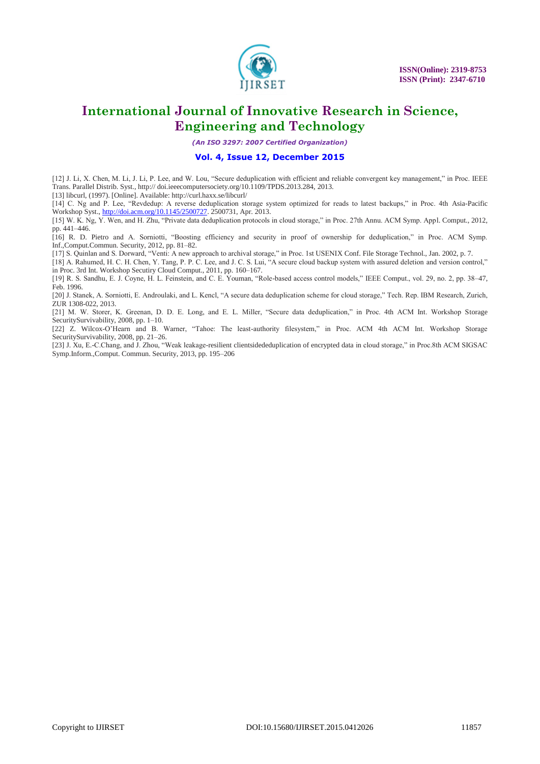[12] J. Li, X. Chen, M. Li, J. Li, P. Lee, and W. Lou, "Secure deduplication with efficient and reliable convergent key management," in Proc. IEEE Trans. Parallel Distrib. Syst., http:// doi.ieeecomputersociety.org/10.1109/TPDS.2013.284, 2013.

[13] libcurl, (1997). [Online]. Available: http://curl.haxx.se/libcurl/

[14] C. Ng and P. Lee, "Revdedup: A reverse deduplication storage system optimized for reads to latest backups," in Proc. 4th Asia-Pacific Workshop Syst., http://doi.acm.org/10.1145/2500727. 2500731, Apr. 2013.

[15] W. K. Ng, Y. Wen, and H. Zhu, "Private data deduplication protocols in cloud storage," in Proc. 27th Annu. ACM Symp. Appl. Comput., 2012, pp. 441–446.

[16] R. D. Pietro and A. Sorniotti, "Boosting efficiency and security in proof of ownership for deduplication," in Proc. ACM Symp. Inf.,Comput.Commun. Security, 2012, pp. 81–82.

[17] S. Quinlan and S. Dorward, "Venti: A new approach to archival storage," in Proc. 1st USENIX Conf. File Storage Technol., Jan. 2002, p. 7.

[18] A. Rahumed, H. C. H. Chen, Y. Tang, P. P. C. Lee, and J. C. S. Lui, "A secure cloud backup system with assured deletion and version control," in Proc. 3rd Int. Workshop Secutiry Cloud Comput., 2011, pp. 160–167.

[19] R. S. Sandhu, E. J. Coyne, H. L. Feinstein, and C. E. Youman, "Role-based access control models," IEEE Comput., vol. 29, no. 2, pp. 38–47, Feb. 1996.

[20] J. Stanek, A. Sorniotti, E. Androulaki, and L. Kencl, "A secure data deduplication scheme for cloud storage," Tech. Rep. IBM Research, Zurich, ZUR 1308-022, 2013.

[21] M. W. Storer, K. Greenan, D. D. E. Long, and E. L. Miller, "Secure data deduplication," in Proc. 4th ACM Int. Workshop Storage SecuritySurvivability, 2008, pp. 1–10.

[22] Z. Wilcox-O'Hearn and B. Warner, "Tahoe: The least-authority filesystem," in Proc. ACM 4th ACM Int. Workshop Storage SecuritySurvivability, 2008, pp. 21–26.

[23] J. Xu, E.-C.Chang, and J. Zhou, "Weak leakage-resilient clientsidededuplication of encrypted data in cloud storage," in Proc.8th ACM SIGSAC Symp.Inform.,Comput. Commun. Security, 2013, pp. 195–206